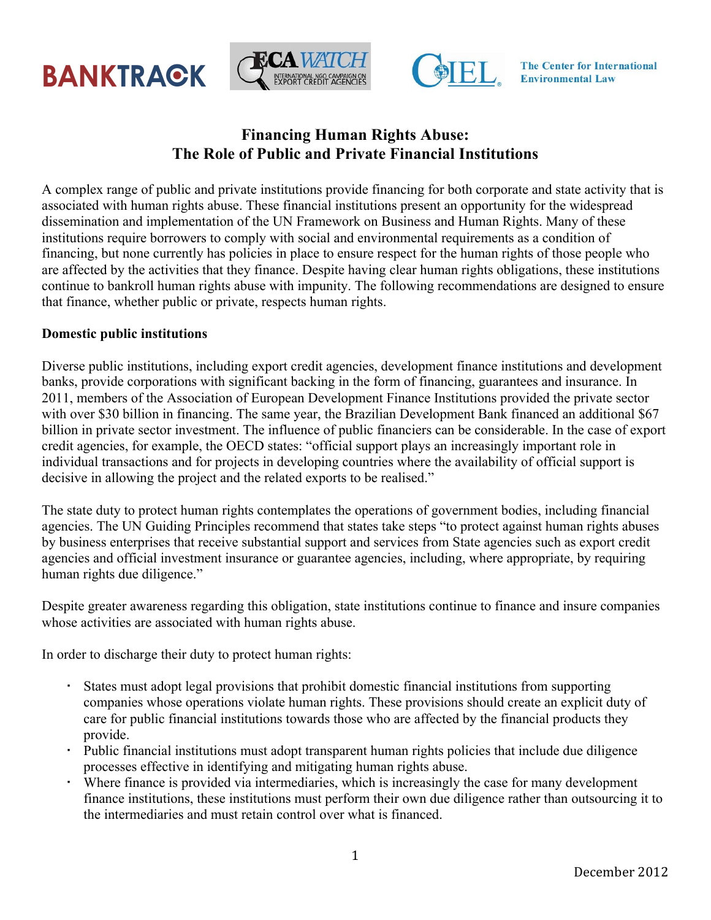BANKTRACK | ECA WATCH — International NGO Campaign on Export Credit Agencies | CIEL — The Center for International Environmental Law

# Financing Human Rights Abuse: The Role of Public and Private Financial Institutions

A complex range of public and private institutions provide financing for both corporate and state activity that is associated with human rights abuse. These financial institutions present an opportunity for the widespread dissemination and implementation of the UN Framework on Business and Human Rights. Many of these institutions require borrowers to comply with social and environmental requirements as a condition of financing, but none currently has policies in place to ensure respect for the human rights of those people who are affected by the activities that they finance. Despite having clear human rights obligations, these institutions continue to bankroll human rights abuse with impunity. The following recommendations are designed to ensure that finance, whether public or private, respects human rights.

**Domestic public institutions**

Diverse public institutions, including export credit agencies, development finance institutions and development banks, provide corporations with significant backing in the form of financing, guarantees and insurance. In 2011, members of the Association of European Development Finance Institutions provided the private sector with over $30 billion in financing. The same year, the Brazilian Development Bank financed an additional $67 billion in private sector investment. The influence of public financiers can be considerable. In the case of export credit agencies, for example, the OECD states: "official support plays an increasingly important role in individual transactions and for projects in developing countries where the availability of official support is decisive in allowing the project and the related exports to be realised."

The state duty to protect human rights contemplates the operations of government bodies, including financial agencies. The UN Guiding Principles recommend that states take steps "to protect against human rights abuses by business enterprises that receive substantial support and services from State agencies such as export credit agencies and official investment insurance or guarantee agencies, including, where appropriate, by requiring human rights due diligence."

Despite greater awareness regarding this obligation, state institutions continue to finance and insure companies whose activities are associated with human rights abuse.

In order to discharge their duty to protect human rights:

- States must adopt legal provisions that prohibit domestic financial institutions from supporting companies whose operations violate human rights. These provisions should create an explicit duty of care for public financial institutions towards those who are affected by the financial products they provide.
- Public financial institutions must adopt transparent human rights policies that include due diligence processes effective in identifying and mitigating human rights abuse.
- Where finance is provided via intermediaries, which is increasingly the case for many development finance institutions, these institutions must perform their own due diligence rather than outsourcing it to the intermediaries and must retain control over what is financed.

December 2012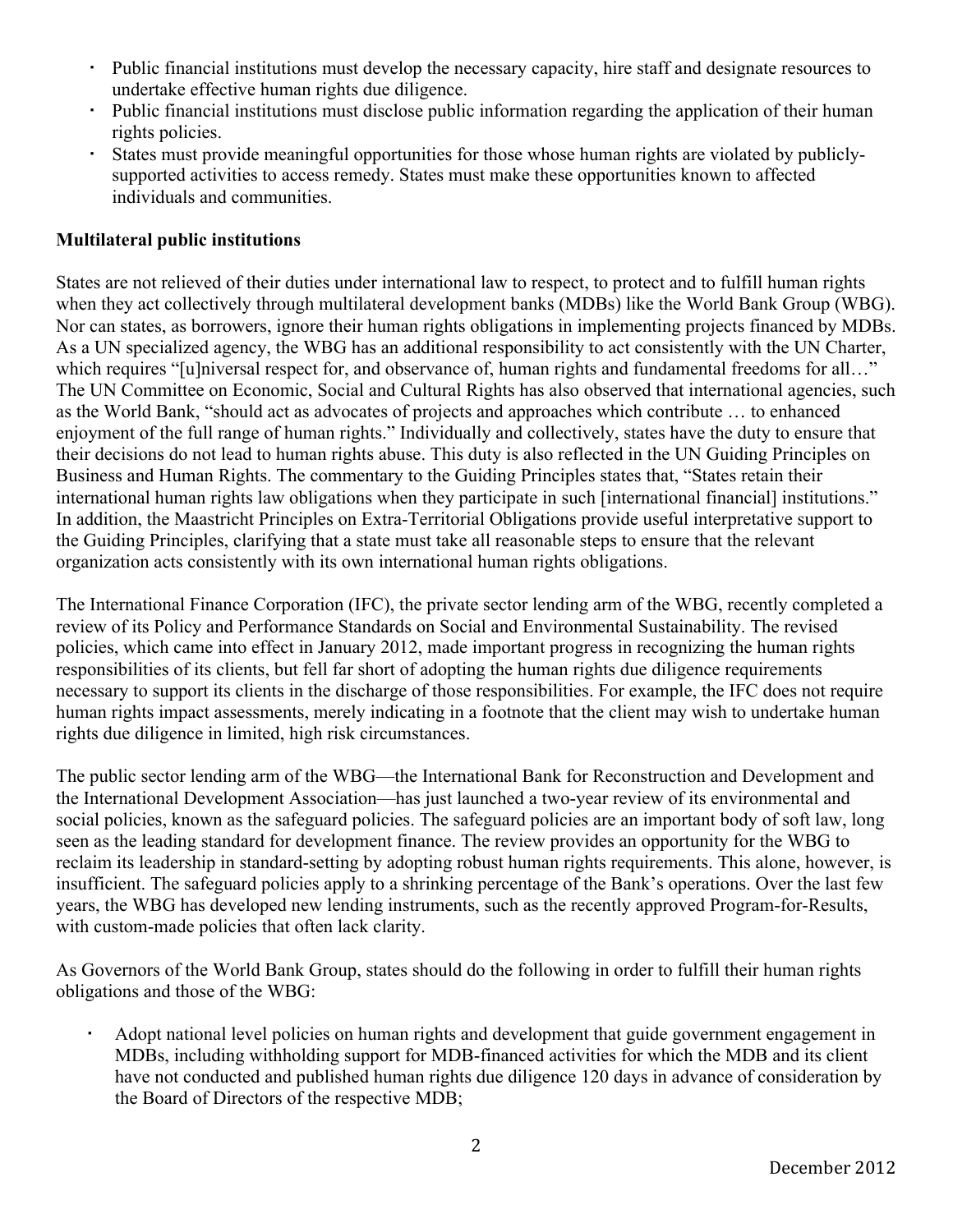- Public financial institutions must develop the necessary capacity, hire staff and designate resources to undertake effective human rights due diligence.
- Public financial institutions must disclose public information regarding the application of their human rights policies.
- States must provide meaningful opportunities for those whose human rights are violated by publicly-supported activities to access remedy. States must make these opportunities known to affected individuals and communities.

**Multilateral public institutions**

States are not relieved of their duties under international law to respect, to protect and to fulfill human rights when they act collectively through multilateral development banks (MDBs) like the World Bank Group (WBG). Nor can states, as borrowers, ignore their human rights obligations in implementing projects financed by MDBs. As a UN specialized agency, the WBG has an additional responsibility to act consistently with the UN Charter, which requires "[u]niversal respect for, and observance of, human rights and fundamental freedoms for all…" The UN Committee on Economic, Social and Cultural Rights has also observed that international agencies, such as the World Bank, "should act as advocates of projects and approaches which contribute … to enhanced enjoyment of the full range of human rights." Individually and collectively, states have the duty to ensure that their decisions do not lead to human rights abuse. This duty is also reflected in the UN Guiding Principles on Business and Human Rights. The commentary to the Guiding Principles states that, "States retain their international human rights law obligations when they participate in such [international financial] institutions." In addition, the Maastricht Principles on Extra-Territorial Obligations provide useful interpretative support to the Guiding Principles, clarifying that a state must take all reasonable steps to ensure that the relevant organization acts consistently with its own international human rights obligations.

The International Finance Corporation (IFC), the private sector lending arm of the WBG, recently completed a review of its Policy and Performance Standards on Social and Environmental Sustainability. The revised policies, which came into effect in January 2012, made important progress in recognizing the human rights responsibilities of its clients, but fell far short of adopting the human rights due diligence requirements necessary to support its clients in the discharge of those responsibilities. For example, the IFC does not require human rights impact assessments, merely indicating in a footnote that the client may wish to undertake human rights due diligence in limited, high risk circumstances.

The public sector lending arm of the WBG—the International Bank for Reconstruction and Development and the International Development Association—has just launched a two-year review of its environmental and social policies, known as the safeguard policies. The safeguard policies are an important body of soft law, long seen as the leading standard for development finance. The review provides an opportunity for the WBG to reclaim its leadership in standard-setting by adopting robust human rights requirements. This alone, however, is insufficient. The safeguard policies apply to a shrinking percentage of the Bank's operations. Over the last few years, the WBG has developed new lending instruments, such as the recently approved Program-for-Results, with custom-made policies that often lack clarity.

As Governors of the World Bank Group, states should do the following in order to fulfill their human rights obligations and those of the WBG:

- Adopt national level policies on human rights and development that guide government engagement in MDBs, including withholding support for MDB-financed activities for which the MDB and its client have not conducted and published human rights due diligence 120 days in advance of consideration by the Board of Directors of the respective MDB;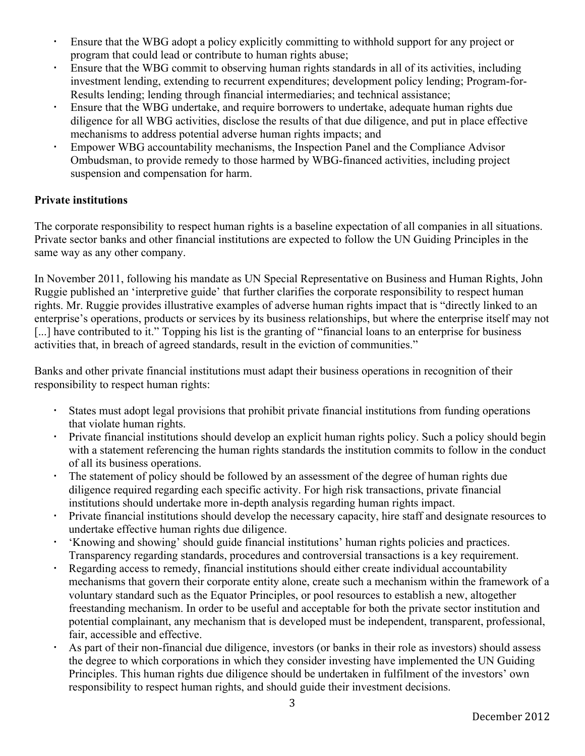- Ensure that the WBG adopt a policy explicitly committing to withhold support for any project or program that could lead or contribute to human rights abuse;
- Ensure that the WBG commit to observing human rights standards in all of its activities, including investment lending, extending to recurrent expenditures; development policy lending; Program-for-Results lending; lending through financial intermediaries; and technical assistance;
- Ensure that the WBG undertake, and require borrowers to undertake, adequate human rights due diligence for all WBG activities, disclose the results of that due diligence, and put in place effective mechanisms to address potential adverse human rights impacts; and
- Empower WBG accountability mechanisms, the Inspection Panel and the Compliance Advisor Ombudsman, to provide remedy to those harmed by WBG-financed activities, including project suspension and compensation for harm.

**Private institutions**

The corporate responsibility to respect human rights is a baseline expectation of all companies in all situations. Private sector banks and other financial institutions are expected to follow the UN Guiding Principles in the same way as any other company.

In November 2011, following his mandate as UN Special Representative on Business and Human Rights, John Ruggie published an 'interpretive guide' that further clarifies the corporate responsibility to respect human rights. Mr. Ruggie provides illustrative examples of adverse human rights impact that is "directly linked to an enterprise's operations, products or services by its business relationships, but where the enterprise itself may not [...] have contributed to it." Topping his list is the granting of "financial loans to an enterprise for business activities that, in breach of agreed standards, result in the eviction of communities."

Banks and other private financial institutions must adapt their business operations in recognition of their responsibility to respect human rights:

- States must adopt legal provisions that prohibit private financial institutions from funding operations that violate human rights.
- Private financial institutions should develop an explicit human rights policy. Such a policy should begin with a statement referencing the human rights standards the institution commits to follow in the conduct of all its business operations.
- The statement of policy should be followed by an assessment of the degree of human rights due diligence required regarding each specific activity. For high risk transactions, private financial institutions should undertake more in-depth analysis regarding human rights impact.
- Private financial institutions should develop the necessary capacity, hire staff and designate resources to undertake effective human rights due diligence.
- 'Knowing and showing' should guide financial institutions' human rights policies and practices. Transparency regarding standards, procedures and controversial transactions is a key requirement.
- Regarding access to remedy, financial institutions should either create individual accountability mechanisms that govern their corporate entity alone, create such a mechanism within the framework of a voluntary standard such as the Equator Principles, or pool resources to establish a new, altogether freestanding mechanism. In order to be useful and acceptable for both the private sector institution and potential complainant, any mechanism that is developed must be independent, transparent, professional, fair, accessible and effective.
- As part of their non-financial due diligence, investors (or banks in their role as investors) should assess the degree to which corporations in which they consider investing have implemented the UN Guiding Principles. This human rights due diligence should be undertaken in fulfilment of the investors' own responsibility to respect human rights, and should guide their investment decisions.